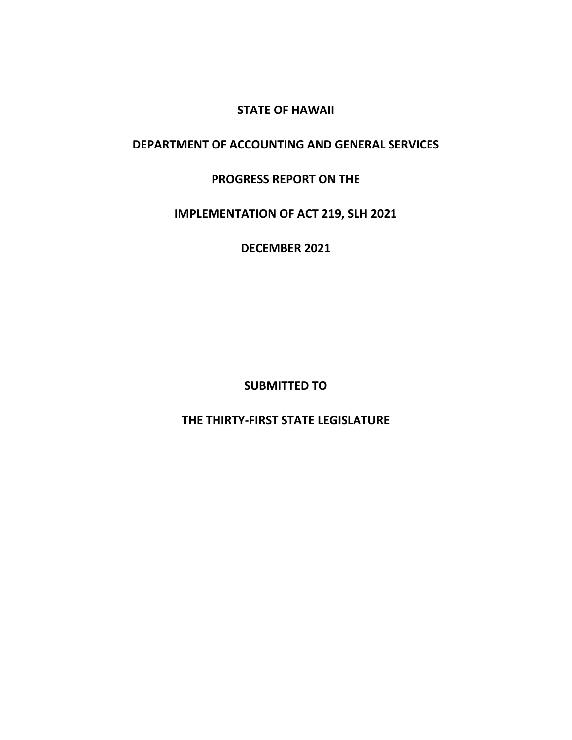# STATE OF HAWAII

# DEPARTMENT OF ACCOUNTING AND GENERAL SERVICES

# PROGRESS REPORT ON THE

# IMPLEMENTATION OF ACT 219, SLH 2021

# DECEMBER 2021

**SUBMITTED TO**

**THE THIRTY-FIRST STATE LEGISLATURE**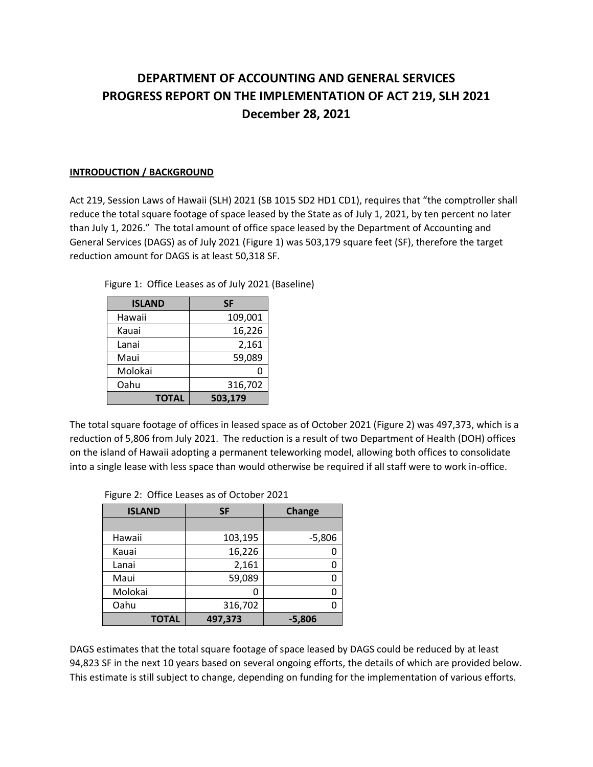# DEPARTMENT OF ACCOUNTING AND GENERAL SERVICES
# PROGRESS REPORT ON THE IMPLEMENTATION OF ACT 219, SLH 2021
# December 28, 2021

## INTRODUCTION / BACKGROUND

Act 219, Session Laws of Hawaii (SLH) 2021 (SB 1015 SD2 HD1 CD1), requires that "the comptroller shall reduce the total square footage of space leased by the State as of July 1, 2021, by ten percent no later than July 1, 2026." The total amount of office space leased by the Department of Accounting and General Services (DAGS) as of July 2021 (Figure 1) was 503,179 square feet (SF), therefore the target reduction amount for DAGS is at least 50,318 SF.

Figure 1: Office Leases as of July 2021 (Baseline)

| ISLAND | SF |
|---|---|
| Hawaii | 109,001 |
| Kauai | 16,226 |
| Lanai | 2,161 |
| Maui | 59,089 |
| Molokai | 0 |
| Oahu | 316,702 |
| **TOTAL** | **503,179** |

The total square footage of offices in leased space as of October 2021 (Figure 2) was 497,373, which is a reduction of 5,806 from July 2021. The reduction is a result of two Department of Health (DOH) offices on the island of Hawaii adopting a permanent teleworking model, allowing both offices to consolidate into a single lease with less space than would otherwise be required if all staff were to work in-office.

Figure 2: Office Leases as of October 2021

| ISLAND | SF | Change |
|---|---|---|
| | | |
| Hawaii | 103,195 | -5,806 |
| Kauai | 16,226 | 0 |
| Lanai | 2,161 | 0 |
| Maui | 59,089 | 0 |
| Molokai | 0 | 0 |
| Oahu | 316,702 | 0 |
| **TOTAL** | **497,373** | **-5,806** |

DAGS estimates that the total square footage of space leased by DAGS could be reduced by at least 94,823 SF in the next 10 years based on several ongoing efforts, the details of which are provided below. This estimate is still subject to change, depending on funding for the implementation of various efforts.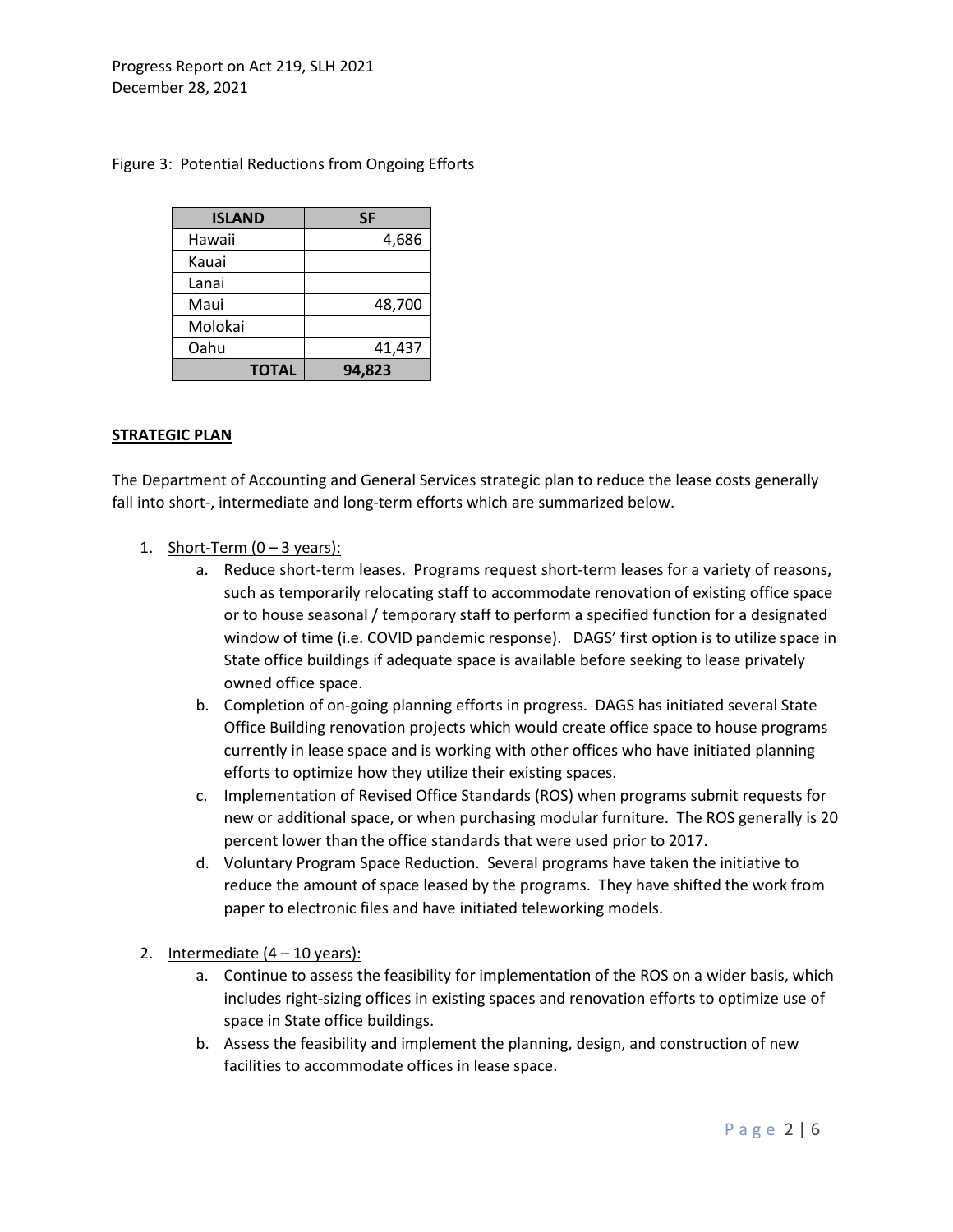Figure 3: Potential Reductions from Ongoing Efforts

| ISLAND | SF |
|---|---|
| Hawaii | 4,686 |
| Kauai | |
| Lanai | |
| Maui | 48,700 |
| Molokai | |
| Oahu | 41,437 |
| **TOTAL** | **94,823** |

**STRATEGIC PLAN**

The Department of Accounting and General Services strategic plan to reduce the lease costs generally fall into short-, intermediate and long-term efforts which are summarized below.

1. Short-Term (0 – 3 years):
   a. Reduce short-term leases. Programs request short-term leases for a variety of reasons, such as temporarily relocating staff to accommodate renovation of existing office space or to house seasonal / temporary staff to perform a specified function for a designated window of time (i.e. COVID pandemic response). DAGS' first option is to utilize space in State office buildings if adequate space is available before seeking to lease privately owned office space.
   b. Completion of on-going planning efforts in progress. DAGS has initiated several State Office Building renovation projects which would create office space to house programs currently in lease space and is working with other offices who have initiated planning efforts to optimize how they utilize their existing spaces.
   c. Implementation of Revised Office Standards (ROS) when programs submit requests for new or additional space, or when purchasing modular furniture. The ROS generally is 20 percent lower than the office standards that were used prior to 2017.
   d. Voluntary Program Space Reduction. Several programs have taken the initiative to reduce the amount of space leased by the programs. They have shifted the work from paper to electronic files and have initiated teleworking models.

2. Intermediate (4 – 10 years):
   a. Continue to assess the feasibility for implementation of the ROS on a wider basis, which includes right-sizing offices in existing spaces and renovation efforts to optimize use of space in State office buildings.
   b. Assess the feasibility and implement the planning, design, and construction of new facilities to accommodate offices in lease space.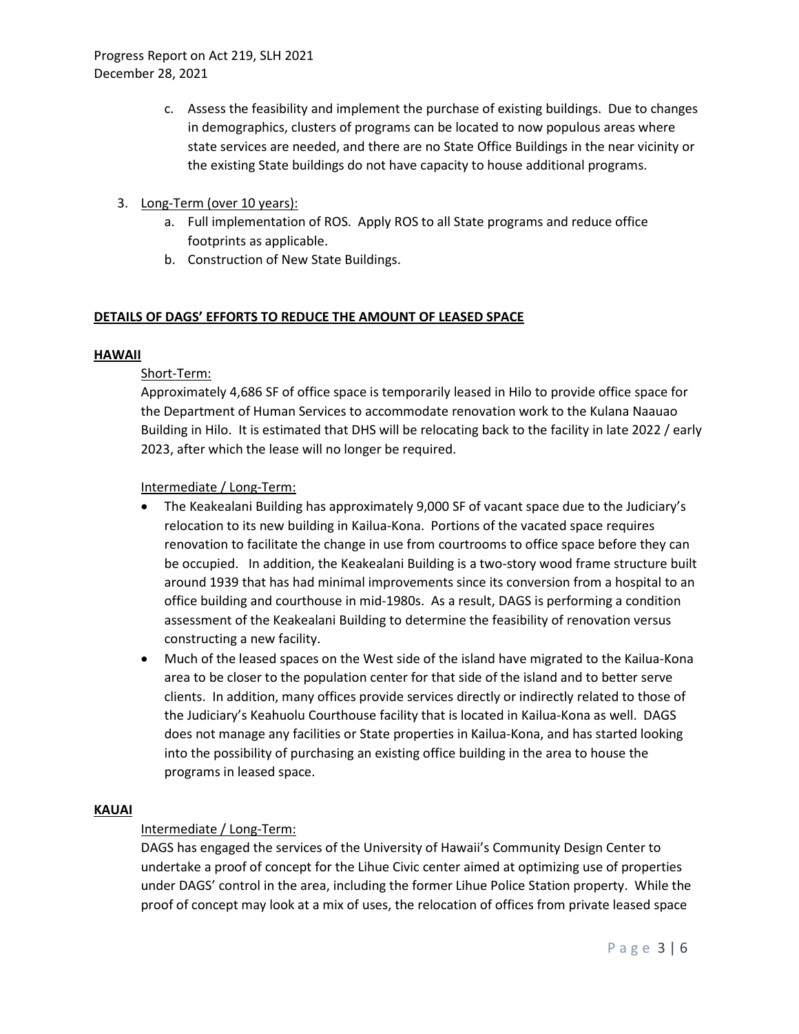c. Assess the feasibility and implement the purchase of existing buildings. Due to changes in demographics, clusters of programs can be located to now populous areas where state services are needed, and there are no State Office Buildings in the near vicinity or the existing State buildings do not have capacity to house additional programs.

3. Long-Term (over 10 years):
   a. Full implementation of ROS. Apply ROS to all State programs and reduce office footprints as applicable.
   b. Construction of New State Buildings.

## DETAILS OF DAGS' EFFORTS TO REDUCE THE AMOUNT OF LEASED SPACE

### HAWAII

Short-Term:

Approximately 4,686 SF of office space is temporarily leased in Hilo to provide office space for the Department of Human Services to accommodate renovation work to the Kulana Naauao Building in Hilo. It is estimated that DHS will be relocating back to the facility in late 2022 / early 2023, after which the lease will no longer be required.

Intermediate / Long-Term:

- The Keakealani Building has approximately 9,000 SF of vacant space due to the Judiciary's relocation to its new building in Kailua-Kona. Portions of the vacated space requires renovation to facilitate the change in use from courtrooms to office space before they can be occupied. In addition, the Keakealani Building is a two-story wood frame structure built around 1939 that has had minimal improvements since its conversion from a hospital to an office building and courthouse in mid-1980s. As a result, DAGS is performing a condition assessment of the Keakealani Building to determine the feasibility of renovation versus constructing a new facility.
- Much of the leased spaces on the West side of the island have migrated to the Kailua-Kona area to be closer to the population center for that side of the island and to better serve clients. In addition, many offices provide services directly or indirectly related to those of the Judiciary's Keahuolu Courthouse facility that is located in Kailua-Kona as well. DAGS does not manage any facilities or State properties in Kailua-Kona, and has started looking into the possibility of purchasing an existing office building in the area to house the programs in leased space.

### KAUAI

Intermediate / Long-Term:

DAGS has engaged the services of the University of Hawaii's Community Design Center to undertake a proof of concept for the Lihue Civic center aimed at optimizing use of properties under DAGS' control in the area, including the former Lihue Police Station property. While the proof of concept may look at a mix of uses, the relocation of offices from private leased space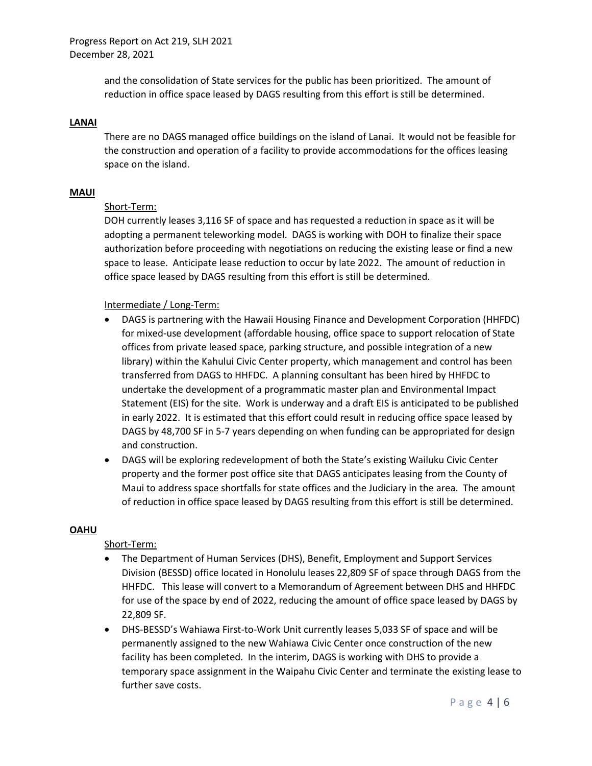and the consolidation of State services for the public has been prioritized. The amount of reduction in office space leased by DAGS resulting from this effort is still be determined.

**LANAI**

There are no DAGS managed office buildings on the island of Lanai. It would not be feasible for the construction and operation of a facility to provide accommodations for the offices leasing space on the island.

**MAUI**

Short-Term:

DOH currently leases 3,116 SF of space and has requested a reduction in space as it will be adopting a permanent teleworking model. DAGS is working with DOH to finalize their space authorization before proceeding with negotiations on reducing the existing lease or find a new space to lease. Anticipate lease reduction to occur by late 2022. The amount of reduction in office space leased by DAGS resulting from this effort is still be determined.

Intermediate / Long-Term:

- DAGS is partnering with the Hawaii Housing Finance and Development Corporation (HHFDC) for mixed-use development (affordable housing, office space to support relocation of State offices from private leased space, parking structure, and possible integration of a new library) within the Kahului Civic Center property, which management and control has been transferred from DAGS to HHFDC. A planning consultant has been hired by HHFDC to undertake the development of a programmatic master plan and Environmental Impact Statement (EIS) for the site. Work is underway and a draft EIS is anticipated to be published in early 2022. It is estimated that this effort could result in reducing office space leased by DAGS by 48,700 SF in 5-7 years depending on when funding can be appropriated for design and construction.
- DAGS will be exploring redevelopment of both the State's existing Wailuku Civic Center property and the former post office site that DAGS anticipates leasing from the County of Maui to address space shortfalls for state offices and the Judiciary in the area. The amount of reduction in office space leased by DAGS resulting from this effort is still be determined.

**OAHU**

Short-Term:

- The Department of Human Services (DHS), Benefit, Employment and Support Services Division (BESSD) office located in Honolulu leases 22,809 SF of space through DAGS from the HHFDC. This lease will convert to a Memorandum of Agreement between DHS and HHFDC for use of the space by end of 2022, reducing the amount of office space leased by DAGS by 22,809 SF.
- DHS-BESSD's Wahiawa First-to-Work Unit currently leases 5,033 SF of space and will be permanently assigned to the new Wahiawa Civic Center once construction of the new facility has been completed. In the interim, DAGS is working with DHS to provide a temporary space assignment in the Waipahu Civic Center and terminate the existing lease to further save costs.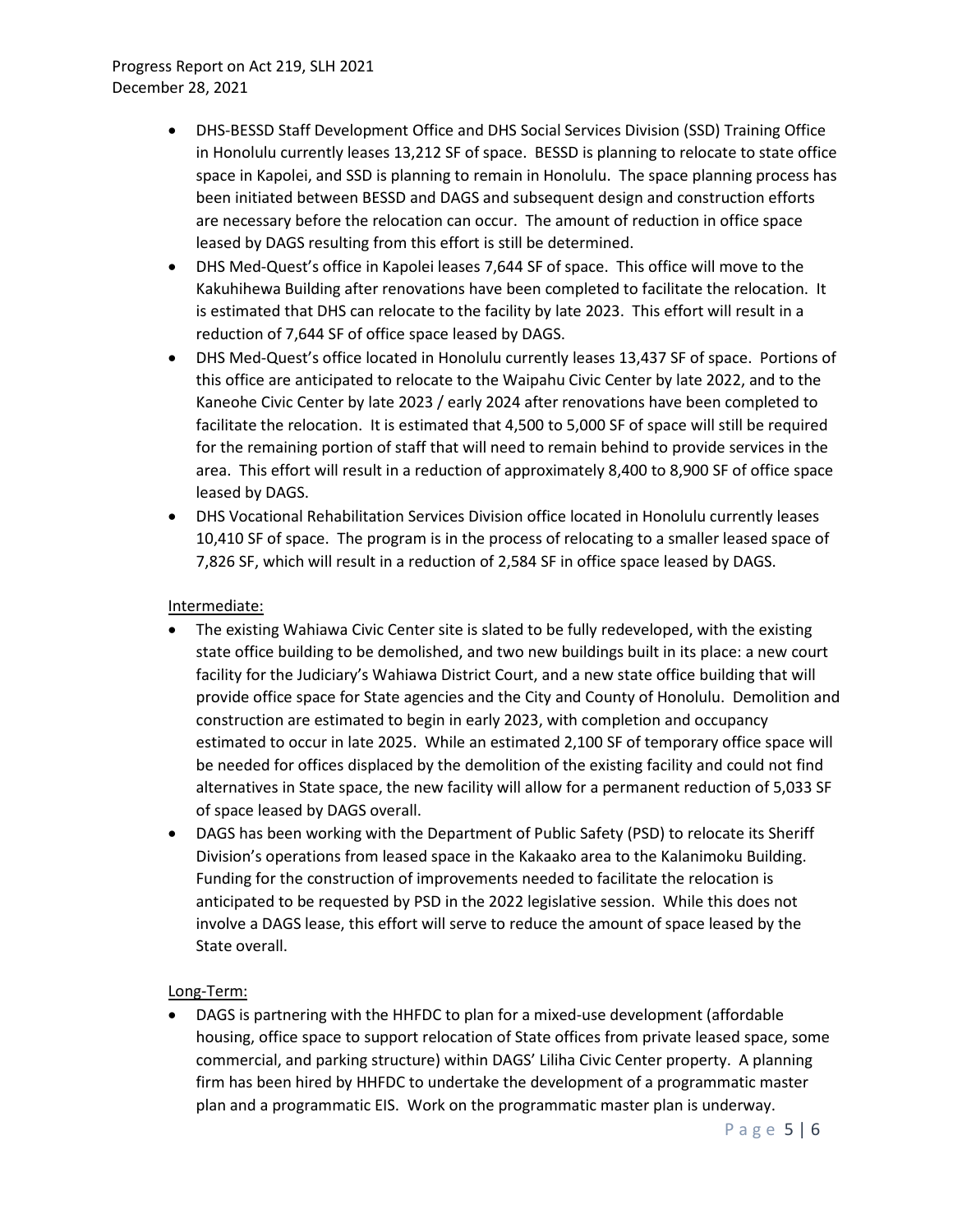- DHS-BESSD Staff Development Office and DHS Social Services Division (SSD) Training Office in Honolulu currently leases 13,212 SF of space. BESSD is planning to relocate to state office space in Kapolei, and SSD is planning to remain in Honolulu. The space planning process has been initiated between BESSD and DAGS and subsequent design and construction efforts are necessary before the relocation can occur. The amount of reduction in office space leased by DAGS resulting from this effort is still be determined.
- DHS Med-Quest's office in Kapolei leases 7,644 SF of space. This office will move to the Kakuhihewa Building after renovations have been completed to facilitate the relocation. It is estimated that DHS can relocate to the facility by late 2023. This effort will result in a reduction of 7,644 SF of office space leased by DAGS.
- DHS Med-Quest's office located in Honolulu currently leases 13,437 SF of space. Portions of this office are anticipated to relocate to the Waipahu Civic Center by late 2022, and to the Kaneohe Civic Center by late 2023 / early 2024 after renovations have been completed to facilitate the relocation. It is estimated that 4,500 to 5,000 SF of space will still be required for the remaining portion of staff that will need to remain behind to provide services in the area. This effort will result in a reduction of approximately 8,400 to 8,900 SF of office space leased by DAGS.
- DHS Vocational Rehabilitation Services Division office located in Honolulu currently leases 10,410 SF of space. The program is in the process of relocating to a smaller leased space of 7,826 SF, which will result in a reduction of 2,584 SF in office space leased by DAGS.

Intermediate:

- The existing Wahiawa Civic Center site is slated to be fully redeveloped, with the existing state office building to be demolished, and two new buildings built in its place: a new court facility for the Judiciary's Wahiawa District Court, and a new state office building that will provide office space for State agencies and the City and County of Honolulu. Demolition and construction are estimated to begin in early 2023, with completion and occupancy estimated to occur in late 2025. While an estimated 2,100 SF of temporary office space will be needed for offices displaced by the demolition of the existing facility and could not find alternatives in State space, the new facility will allow for a permanent reduction of 5,033 SF of space leased by DAGS overall.
- DAGS has been working with the Department of Public Safety (PSD) to relocate its Sheriff Division's operations from leased space in the Kakaako area to the Kalanimoku Building. Funding for the construction of improvements needed to facilitate the relocation is anticipated to be requested by PSD in the 2022 legislative session. While this does not involve a DAGS lease, this effort will serve to reduce the amount of space leased by the State overall.

Long-Term:

- DAGS is partnering with the HHFDC to plan for a mixed-use development (affordable housing, office space to support relocation of State offices from private leased space, some commercial, and parking structure) within DAGS' Liliha Civic Center property. A planning firm has been hired by HHFDC to undertake the development of a programmatic master plan and a programmatic EIS. Work on the programmatic master plan is underway.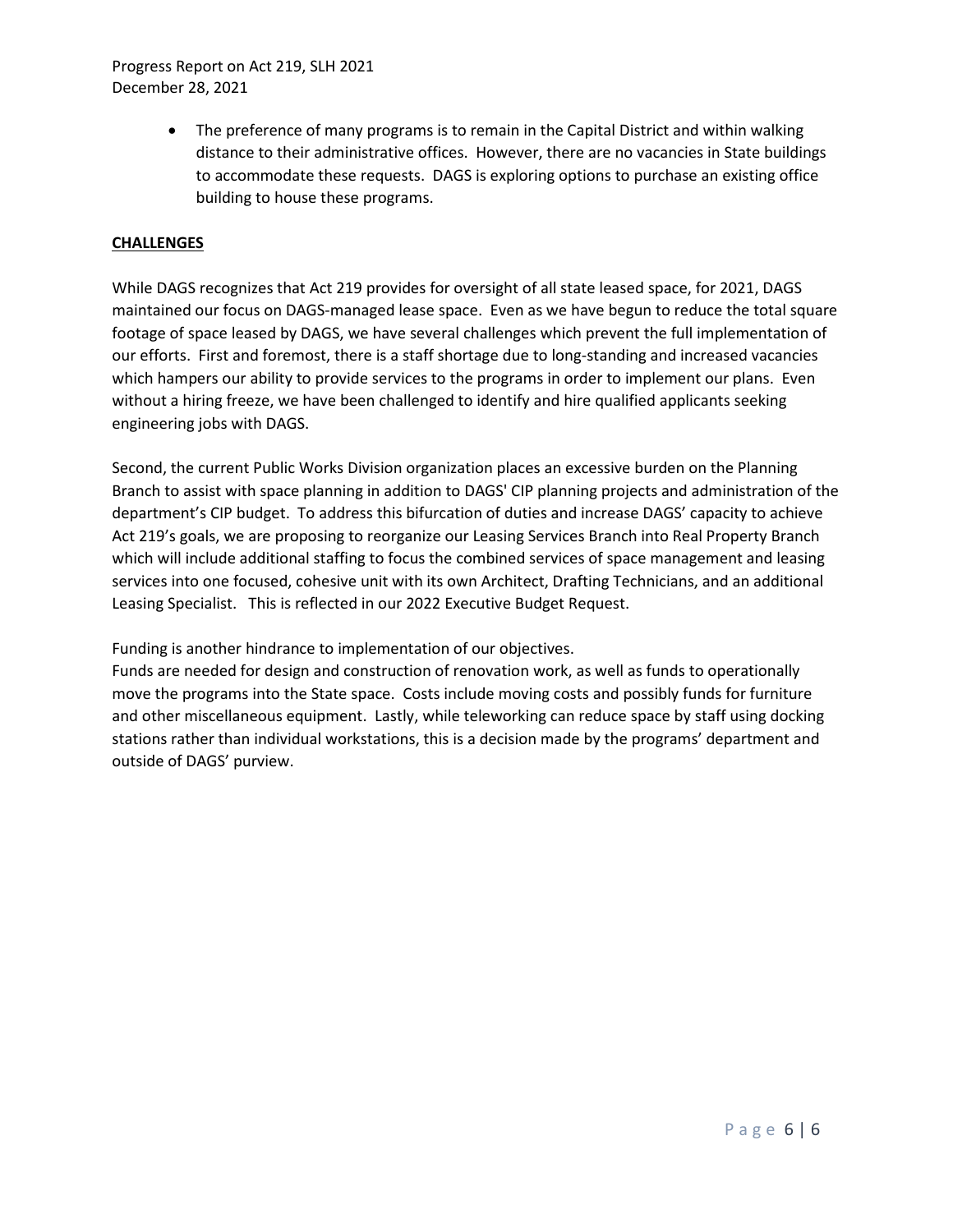- The preference of many programs is to remain in the Capital District and within walking distance to their administrative offices. However, there are no vacancies in State buildings to accommodate these requests. DAGS is exploring options to purchase an existing office building to house these programs.

## CHALLENGES

While DAGS recognizes that Act 219 provides for oversight of all state leased space, for 2021, DAGS maintained our focus on DAGS-managed lease space. Even as we have begun to reduce the total square footage of space leased by DAGS, we have several challenges which prevent the full implementation of our efforts. First and foremost, there is a staff shortage due to long-standing and increased vacancies which hampers our ability to provide services to the programs in order to implement our plans. Even without a hiring freeze, we have been challenged to identify and hire qualified applicants seeking engineering jobs with DAGS.

Second, the current Public Works Division organization places an excessive burden on the Planning Branch to assist with space planning in addition to DAGS' CIP planning projects and administration of the department's CIP budget. To address this bifurcation of duties and increase DAGS' capacity to achieve Act 219's goals, we are proposing to reorganize our Leasing Services Branch into Real Property Branch which will include additional staffing to focus the combined services of space management and leasing services into one focused, cohesive unit with its own Architect, Drafting Technicians, and an additional Leasing Specialist. This is reflected in our 2022 Executive Budget Request.

Funding is another hindrance to implementation of our objectives.
Funds are needed for design and construction of renovation work, as well as funds to operationally move the programs into the State space. Costs include moving costs and possibly funds for furniture and other miscellaneous equipment. Lastly, while teleworking can reduce space by staff using docking stations rather than individual workstations, this is a decision made by the programs' department and outside of DAGS' purview.